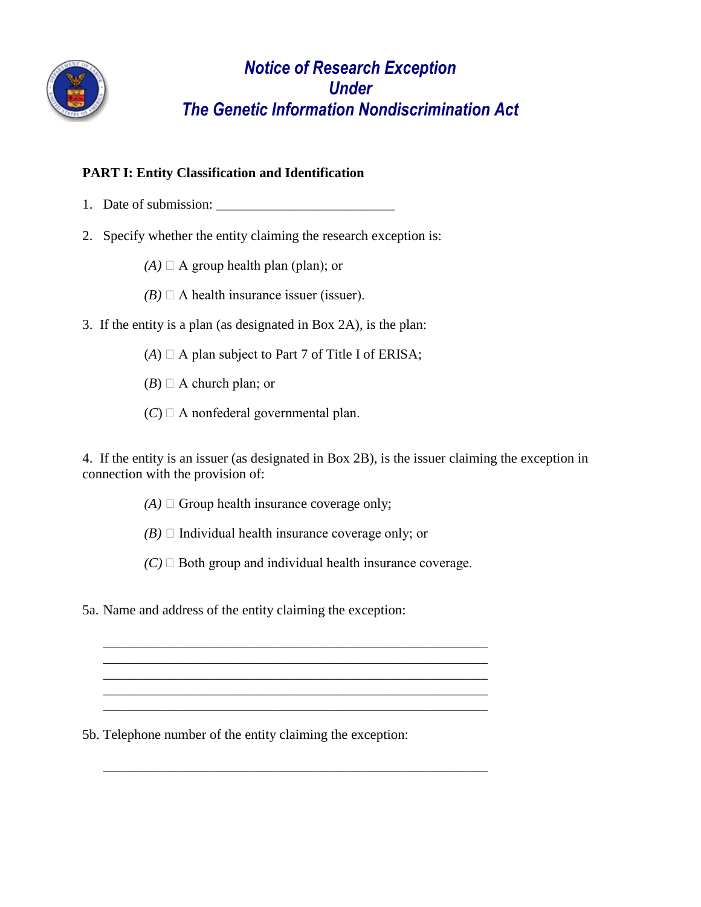# Notice of Research Exception Under The Genetic Information Nondiscrimination Act

**PART I: Entity Classification and Identification**

1. Date of submission: _________________________

2. Specify whether the entity claiming the research exception is:

   *(A)* ☐ A group health plan (plan); or

   *(B)* ☐ A health insurance issuer (issuer).

3. If the entity is a plan (as designated in Box 2A), is the plan:

   (*A*) ☐ A plan subject to Part 7 of Title I of ERISA;

   (*B*) ☐ A church plan; or

   (*C*) ☐ A nonfederal governmental plan.

4. If the entity is an issuer (as designated in Box 2B), is the issuer claiming the exception in connection with the provision of:

   *(A)* ☐ Group health insurance coverage only;

   *(B)* ☐ Individual health insurance coverage only; or

   *(C)* ☐ Both group and individual health insurance coverage.

5a. Name and address of the entity claiming the exception:

_______________________________________________________
_______________________________________________________
_______________________________________________________
_______________________________________________________
_______________________________________________________

5b. Telephone number of the entity claiming the exception:

_______________________________________________________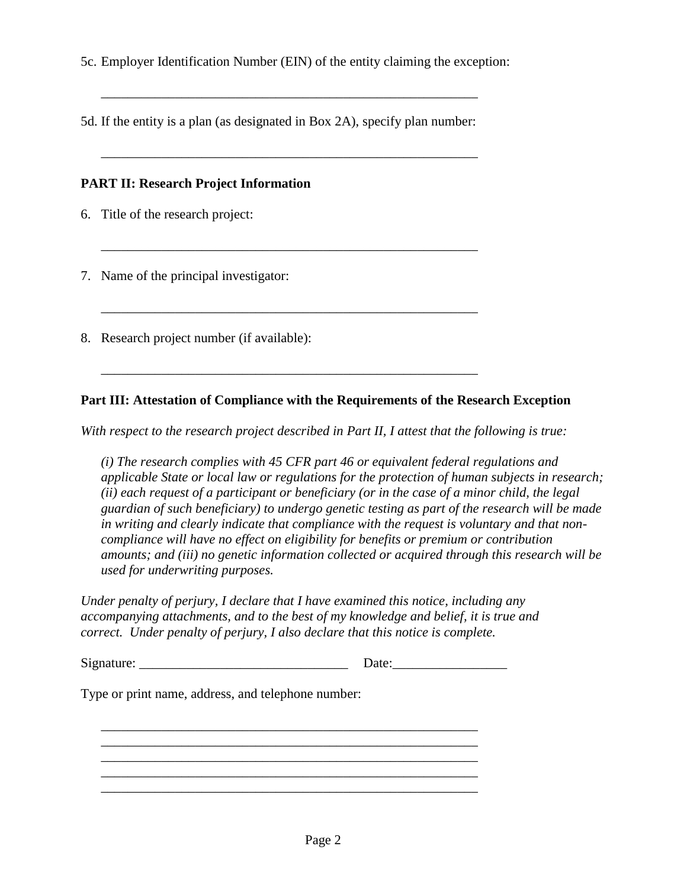5c. Employer Identification Number (EIN) of the entity claiming the exception:

\_\_\_\_\_\_\_\_\_\_\_\_\_\_\_\_\_\_\_\_\_\_\_\_\_\_\_\_\_\_\_\_\_\_\_\_\_\_\_\_\_\_\_\_\_\_\_\_\_\_\_\_\_\_\_\_

5d. If the entity is a plan (as designated in Box 2A), specify plan number:

\_\_\_\_\_\_\_\_\_\_\_\_\_\_\_\_\_\_\_\_\_\_\_\_\_\_\_\_\_\_\_\_\_\_\_\_\_\_\_\_\_\_\_\_\_\_\_\_\_\_\_\_\_\_\_\_

**PART II: Research Project Information**

6. Title of the research project:

\_\_\_\_\_\_\_\_\_\_\_\_\_\_\_\_\_\_\_\_\_\_\_\_\_\_\_\_\_\_\_\_\_\_\_\_\_\_\_\_\_\_\_\_\_\_\_\_\_\_\_\_\_\_\_\_

7. Name of the principal investigator:

\_\_\_\_\_\_\_\_\_\_\_\_\_\_\_\_\_\_\_\_\_\_\_\_\_\_\_\_\_\_\_\_\_\_\_\_\_\_\_\_\_\_\_\_\_\_\_\_\_\_\_\_\_\_\_\_

8. Research project number (if available):

\_\_\_\_\_\_\_\_\_\_\_\_\_\_\_\_\_\_\_\_\_\_\_\_\_\_\_\_\_\_\_\_\_\_\_\_\_\_\_\_\_\_\_\_\_\_\_\_\_\_\_\_\_\_\_\_

**Part III: Attestation of Compliance with the Requirements of the Research Exception**

*With respect to the research project described in Part II, I attest that the following is true:*

*(i) The research complies with 45 CFR part 46 or equivalent federal regulations and applicable State or local law or regulations for the protection of human subjects in research; (ii) each request of a participant or beneficiary (or in the case of a minor child, the legal guardian of such beneficiary) to undergo genetic testing as part of the research will be made in writing and clearly indicate that compliance with the request is voluntary and that non-compliance will have no effect on eligibility for benefits or premium or contribution amounts; and (iii) no genetic information collected or acquired through this research will be used for underwriting purposes.*

*Under penalty of perjury, I declare that I have examined this notice, including any accompanying attachments, and to the best of my knowledge and belief, it is true and correct. Under penalty of perjury, I also declare that this notice is complete.*

Signature: \_\_\_\_\_\_\_\_\_\_\_\_\_\_\_\_\_\_\_\_\_\_\_\_\_\_\_\_\_\_\_ Date:\_\_\_\_\_\_\_\_\_\_\_\_\_\_\_\_\_

Type or print name, address, and telephone number:

\_\_\_\_\_\_\_\_\_\_\_\_\_\_\_\_\_\_\_\_\_\_\_\_\_\_\_\_\_\_\_\_\_\_\_\_\_\_\_\_\_\_\_\_\_\_\_\_\_\_\_\_\_\_\_\_
\_\_\_\_\_\_\_\_\_\_\_\_\_\_\_\_\_\_\_\_\_\_\_\_\_\_\_\_\_\_\_\_\_\_\_\_\_\_\_\_\_\_\_\_\_\_\_\_\_\_\_\_\_\_\_\_
\_\_\_\_\_\_\_\_\_\_\_\_\_\_\_\_\_\_\_\_\_\_\_\_\_\_\_\_\_\_\_\_\_\_\_\_\_\_\_\_\_\_\_\_\_\_\_\_\_\_\_\_\_\_\_\_
\_\_\_\_\_\_\_\_\_\_\_\_\_\_\_\_\_\_\_\_\_\_\_\_\_\_\_\_\_\_\_\_\_\_\_\_\_\_\_\_\_\_\_\_\_\_\_\_\_\_\_\_\_\_\_\_
\_\_\_\_\_\_\_\_\_\_\_\_\_\_\_\_\_\_\_\_\_\_\_\_\_\_\_\_\_\_\_\_\_\_\_\_\_\_\_\_\_\_\_\_\_\_\_\_\_\_\_\_\_\_\_\_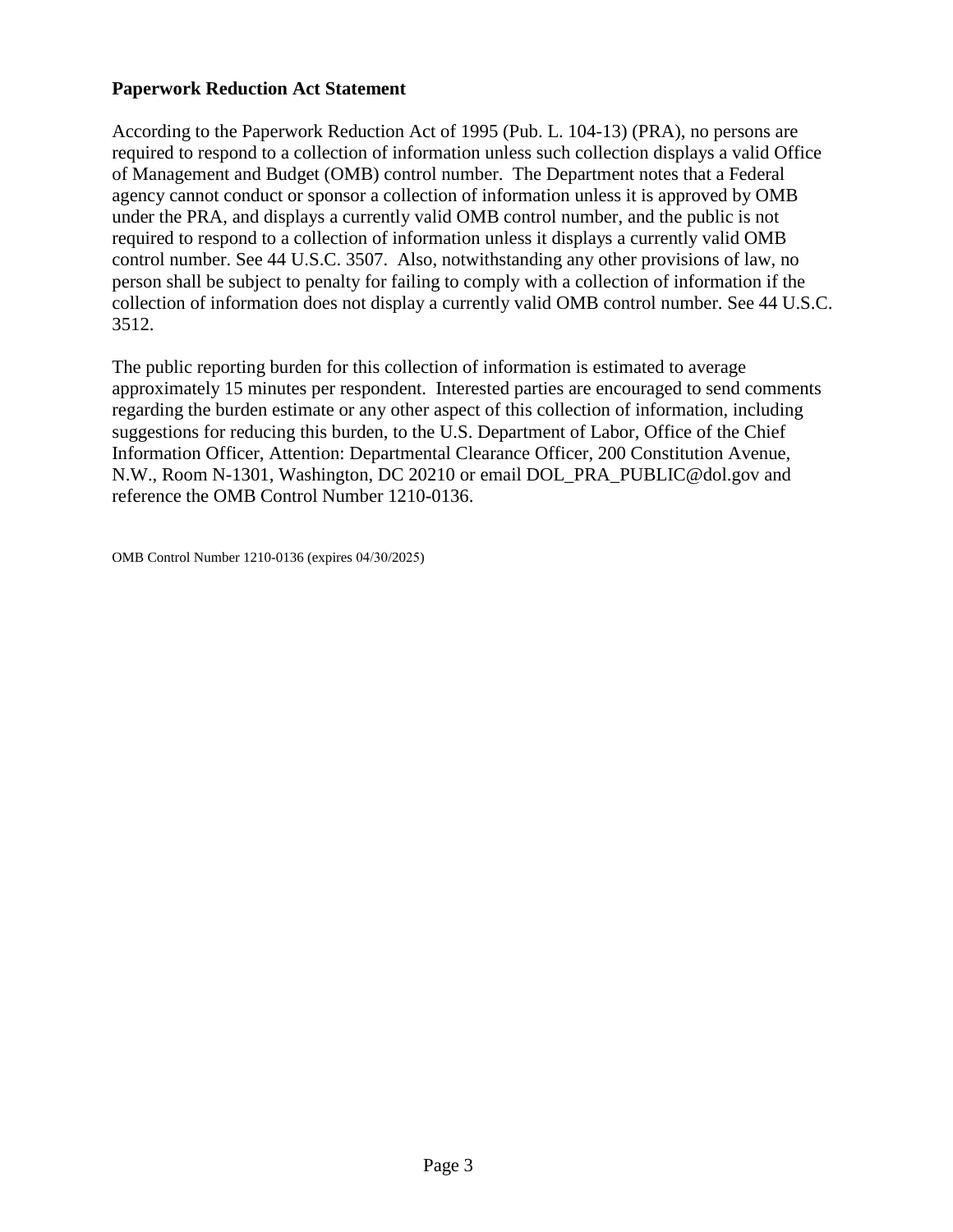**Paperwork Reduction Act Statement**

According to the Paperwork Reduction Act of 1995 (Pub. L. 104-13) (PRA), no persons are required to respond to a collection of information unless such collection displays a valid Office of Management and Budget (OMB) control number. The Department notes that a Federal agency cannot conduct or sponsor a collection of information unless it is approved by OMB under the PRA, and displays a currently valid OMB control number, and the public is not required to respond to a collection of information unless it displays a currently valid OMB control number. See 44 U.S.C. 3507. Also, notwithstanding any other provisions of law, no person shall be subject to penalty for failing to comply with a collection of information if the collection of information does not display a currently valid OMB control number. See 44 U.S.C. 3512.

The public reporting burden for this collection of information is estimated to average approximately 15 minutes per respondent. Interested parties are encouraged to send comments regarding the burden estimate or any other aspect of this collection of information, including suggestions for reducing this burden, to the U.S. Department of Labor, Office of the Chief Information Officer, Attention: Departmental Clearance Officer, 200 Constitution Avenue, N.W., Room N-1301, Washington, DC 20210 or email DOL_PRA_PUBLIC@dol.gov and reference the OMB Control Number 1210-0136.

OMB Control Number 1210-0136 (expires 04/30/2025)